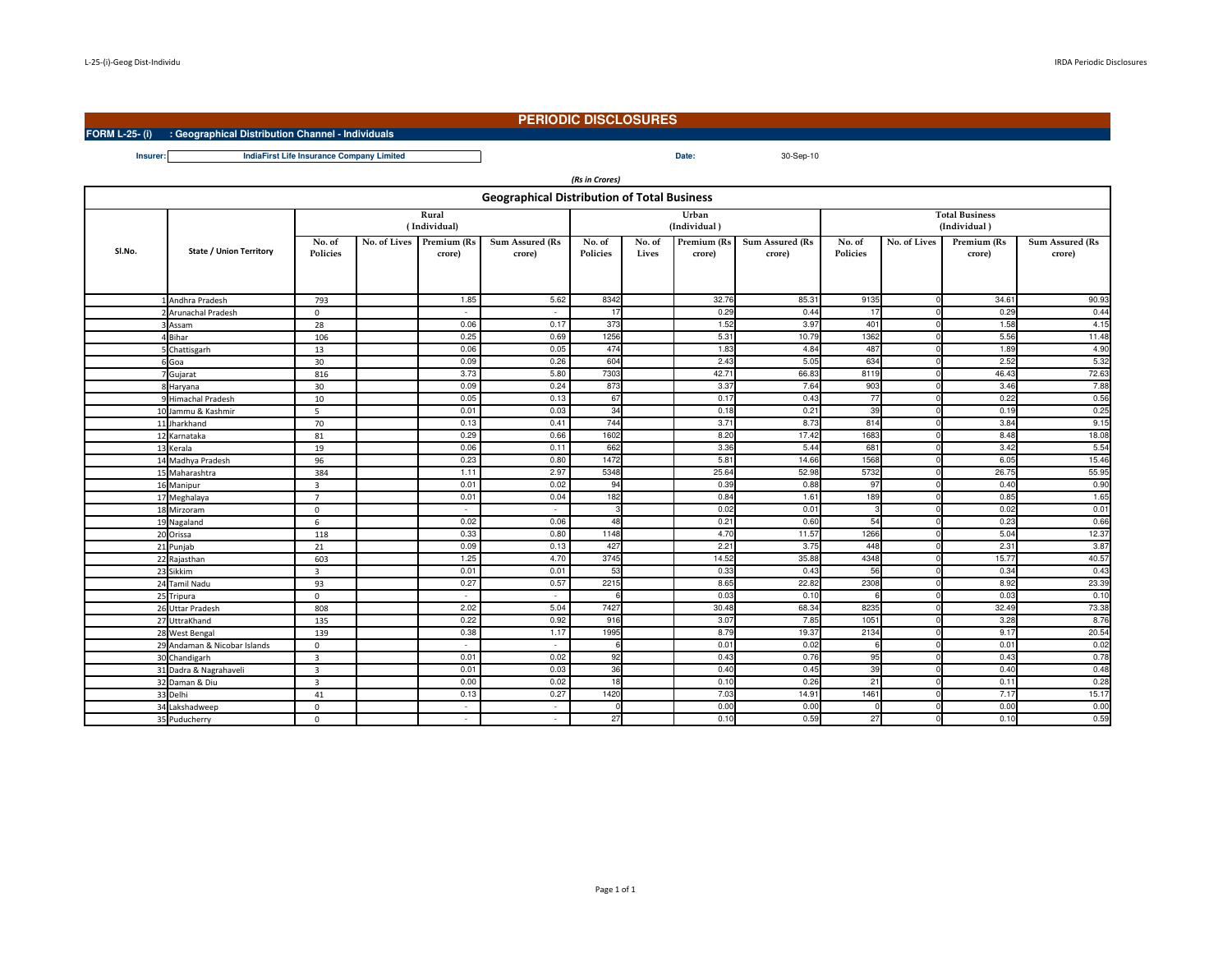# PERIODIC DISCLOSURES

**FORM L-25- (i) : Geographical Distribution Channel - Individuals**

**Insurer:** **IndiaFirst Life Insurance Company Limited** **Date:** 30-Sep-10

*(Rs in Crores)*

## Geographical Distribution of Total Business

| Sl.No. | State / Union Territory | Rural (Individual) | | | | Urban (Individual ) | | | | Total Business (Individual ) | | | |
|---|---|---|---|---|---|---|---|---|---|---|---|---|---|
| | | No. of Policies | No. of Lives | Premium (Rs crore) | Sum Assured (Rs crore) | No. of Policies | No. of Lives | Premium (Rs crore) | Sum Assured (Rs crore) | No. of Policies | No. of Lives | Premium (Rs crore) | Sum Assured (Rs crore) |
| 1 | Andhra Pradesh | 793 | | 1.85 | 5.62 | 8342 | | 32.76 | 85.31 | 9135 | 0 | 34.61 | 90.93 |
| 2 | Arunachal Pradesh | 0 | | - | - | 17 | | 0.29 | 0.44 | 17 | 0 | 0.29 | 0.44 |
| 3 | Assam | 28 | | 0.06 | 0.17 | 373 | | 1.52 | 3.97 | 401 | 0 | 1.58 | 4.15 |
| 4 | Bihar | 106 | | 0.25 | 0.69 | 1256 | | 5.31 | 10.79 | 1362 | 0 | 5.56 | 11.48 |
| 5 | Chattisgarh | 13 | | 0.06 | 0.05 | 474 | | 1.83 | 4.84 | 487 | 0 | 1.89 | 4.90 |
| 6 | Goa | 30 | | 0.09 | 0.26 | 604 | | 2.43 | 5.05 | 634 | 0 | 2.52 | 5.32 |
| 7 | Gujarat | 816 | | 3.73 | 5.80 | 7303 | | 42.71 | 66.83 | 8119 | 0 | 46.43 | 72.63 |
| 8 | Haryana | 30 | | 0.09 | 0.24 | 873 | | 3.37 | 7.64 | 903 | 0 | 3.46 | 7.88 |
| 9 | Himachal Pradesh | 10 | | 0.05 | 0.13 | 67 | | 0.17 | 0.43 | 77 | 0 | 0.22 | 0.56 |
| 10 | Jammu & Kashmir | 5 | | 0.01 | 0.03 | 34 | | 0.18 | 0.21 | 39 | 0 | 0.19 | 0.25 |
| 11 | Jharkhand | 70 | | 0.13 | 0.41 | 744 | | 3.71 | 8.73 | 814 | 0 | 3.84 | 9.15 |
| 12 | Karnataka | 81 | | 0.29 | 0.66 | 1602 | | 8.20 | 17.42 | 1683 | 0 | 8.48 | 18.08 |
| 13 | Kerala | 19 | | 0.06 | 0.11 | 662 | | 3.36 | 5.44 | 681 | 0 | 3.42 | 5.54 |
| 14 | Madhya Pradesh | 96 | | 0.23 | 0.80 | 1472 | | 5.81 | 14.66 | 1568 | 0 | 6.05 | 15.46 |
| 15 | Maharashtra | 384 | | 1.11 | 2.97 | 5348 | | 25.64 | 52.98 | 5732 | 0 | 26.75 | 55.95 |
| 16 | Manipur | 3 | | 0.01 | 0.02 | 94 | | 0.39 | 0.88 | 97 | 0 | 0.40 | 0.90 |
| 17 | Meghalaya | 7 | | 0.01 | 0.04 | 182 | | 0.84 | 1.61 | 189 | 0 | 0.85 | 1.65 |
| 18 | Mirzoram | 0 | | - | - | 3 | | 0.02 | 0.01 | 3 | 0 | 0.02 | 0.01 |
| 19 | Nagaland | 6 | | 0.02 | 0.06 | 48 | | 0.21 | 0.60 | 54 | 0 | 0.23 | 0.66 |
| 20 | Orissa | 118 | | 0.33 | 0.80 | 1148 | | 4.70 | 11.57 | 1266 | 0 | 5.04 | 12.37 |
| 21 | Punjab | 21 | | 0.09 | 0.13 | 427 | | 2.21 | 3.75 | 448 | 0 | 2.31 | 3.87 |
| 22 | Rajasthan | 603 | | 1.25 | 4.70 | 3745 | | 14.52 | 35.88 | 4348 | 0 | 15.77 | 40.57 |
| 23 | Sikkim | 3 | | 0.01 | 0.01 | 53 | | 0.33 | 0.43 | 56 | 0 | 0.34 | 0.43 |
| 24 | Tamil Nadu | 93 | | 0.27 | 0.57 | 2215 | | 8.65 | 22.82 | 2308 | 0 | 8.92 | 23.39 |
| 25 | Tripura | 0 | | - | - | 6 | | 0.03 | 0.10 | 6 | 0 | 0.03 | 0.10 |
| 26 | Uttar Pradesh | 808 | | 2.02 | 5.04 | 7427 | | 30.48 | 68.34 | 8235 | 0 | 32.49 | 73.38 |
| 27 | UttraKhand | 135 | | 0.22 | 0.92 | 916 | | 3.07 | 7.85 | 1051 | 0 | 3.28 | 8.76 |
| 28 | West Bengal | 139 | | 0.38 | 1.17 | 1995 | | 8.79 | 19.37 | 2134 | 0 | 9.17 | 20.54 |
| 29 | Andaman & Nicobar Islands | 0 | | - | - | 6 | | 0.01 | 0.02 | 6 | 0 | 0.01 | 0.02 |
| 30 | Chandigarh | 3 | | 0.01 | 0.02 | 92 | | 0.43 | 0.76 | 95 | 0 | 0.43 | 0.78 |
| 31 | Dadra & Nagrahaveli | 3 | | 0.01 | 0.03 | 36 | | 0.40 | 0.45 | 39 | 0 | 0.40 | 0.48 |
| 32 | Daman & Diu | 3 | | 0.00 | 0.02 | 18 | | 0.10 | 0.26 | 21 | 0 | 0.11 | 0.28 |
| 33 | Delhi | 41 | | 0.13 | 0.27 | 1420 | | 7.03 | 14.91 | 1461 | 0 | 7.17 | 15.17 |
| 34 | Lakshadweep | 0 | | - | - | 0 | | 0.00 | 0.00 | 0 | 0 | 0.00 | 0.00 |
| 35 | Puducherry | 0 | | - | - | 27 | | 0.10 | 0.59 | 27 | 0 | 0.10 | 0.59 |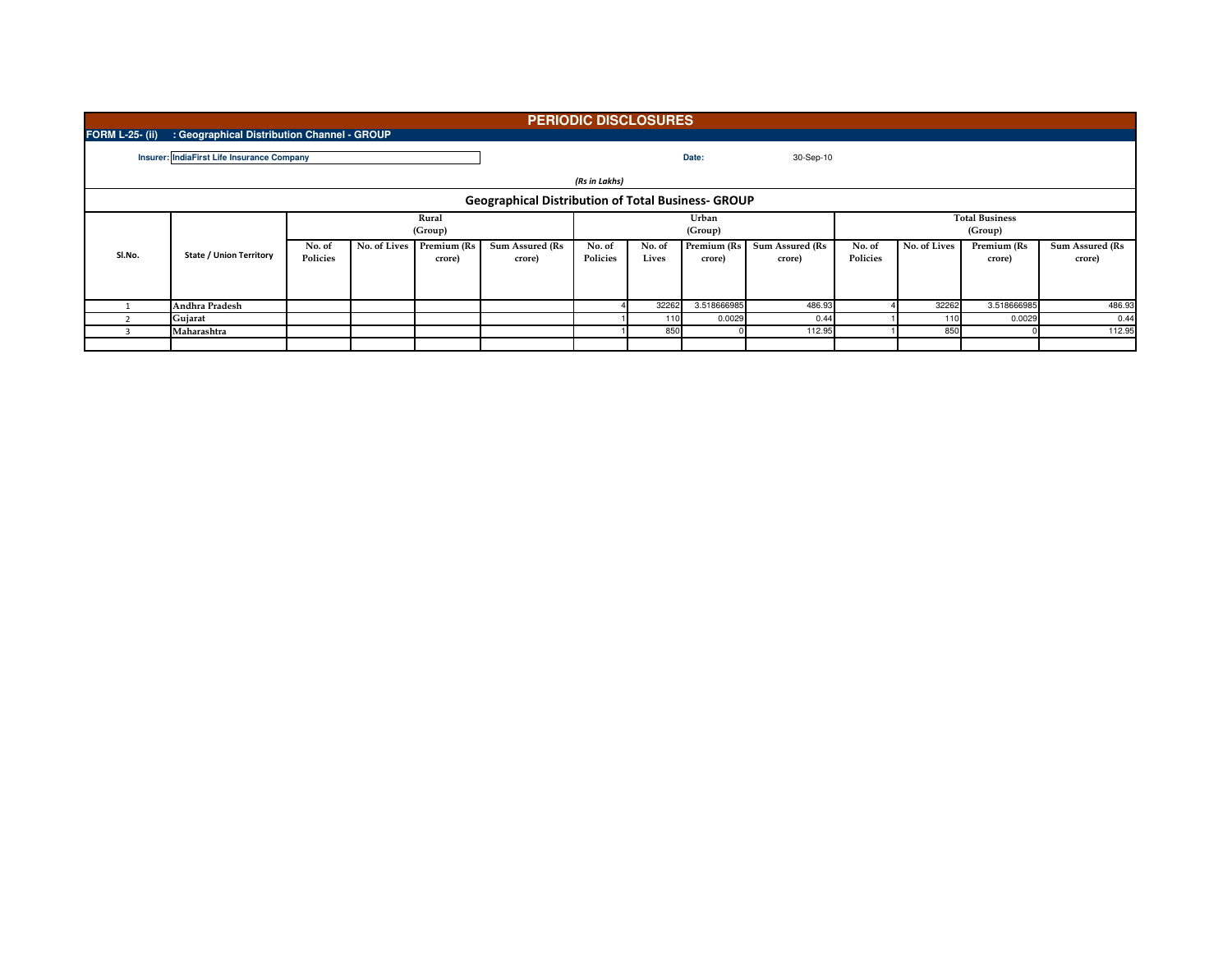# PERIODIC DISCLOSURES

**FORM L-25- (ii) : Geographical Distribution Channel - GROUP**

**Insurer:** IndiaFirst Life Insurance Company

**Date:** 30-Sep-10

*(Rs in Lakhs)*

## Geographical Distribution of Total Business- GROUP

| Sl.No. | State / Union Territory | Rural (Group) | | | | Urban (Group) | | | | Total Business (Group) | | | |
|---|---|---|---|---|---|---|---|---|---|---|---|---|---|
| | | No. of Policies | No. of Lives | Premium (Rs crore) | Sum Assured (Rs crore) | No. of Policies | No. of Lives | Premium (Rs crore) | Sum Assured (Rs crore) | No. of Policies | No. of Lives | Premium (Rs crore) | Sum Assured (Rs crore) |
| 1 | Andhra Pradesh | | | | | 4 | 32262 | 3.518666985 | 486.93 | 4 | 32262 | 3.518666985 | 486.93 |
| 2 | Gujarat | | | | | 1 | 110 | 0.0029 | 0.44 | 1 | 110 | 0.0029 | 0.44 |
| 3 | Maharashtra | | | | | 1 | 850 | 0 | 112.95 | 1 | 850 | 0 | 112.95 |
| | | | | | | | | | | | | | |